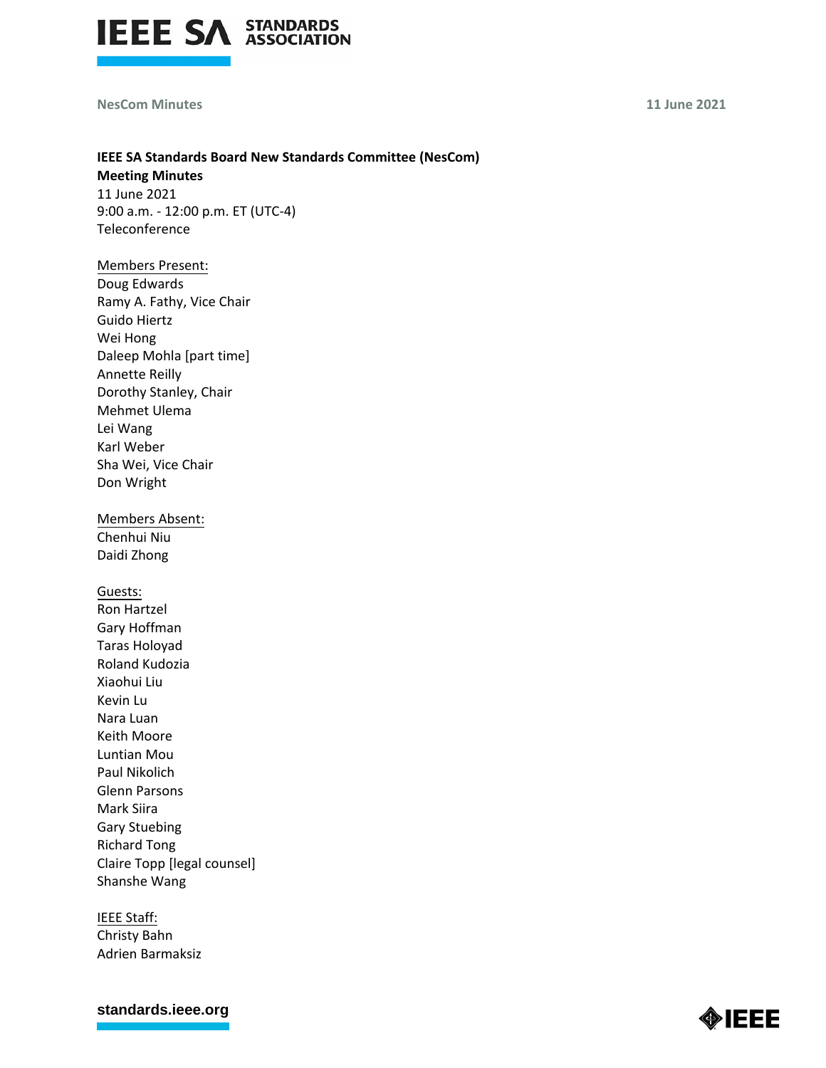**IEEE SA Standards Board New Standards Committee (NesCom)**
**Meeting Minutes**
11 June 2021
9:00 a.m. - 12:00 p.m. ET (UTC-4)
Teleconference

Members Present:
Doug Edwards
Ramy A. Fathy, Vice Chair
Guido Hiertz
Wei Hong
Daleep Mohla [part time]
Annette Reilly
Dorothy Stanley, Chair
Mehmet Ulema
Lei Wang
Karl Weber
Sha Wei, Vice Chair
Don Wright

Members Absent:
Chenhui Niu
Daidi Zhong

Guests:
Ron Hartzel
Gary Hoffman
Taras Holoyad
Roland Kudozia
Xiaohui Liu
Kevin Lu
Nara Luan
Keith Moore
Luntian Mou
Paul Nikolich
Glenn Parsons
Mark Siira
Gary Stuebing
Richard Tong
Claire Topp [legal counsel]
Shanshe Wang

IEEE Staff:
Christy Bahn
Adrien Barmaksiz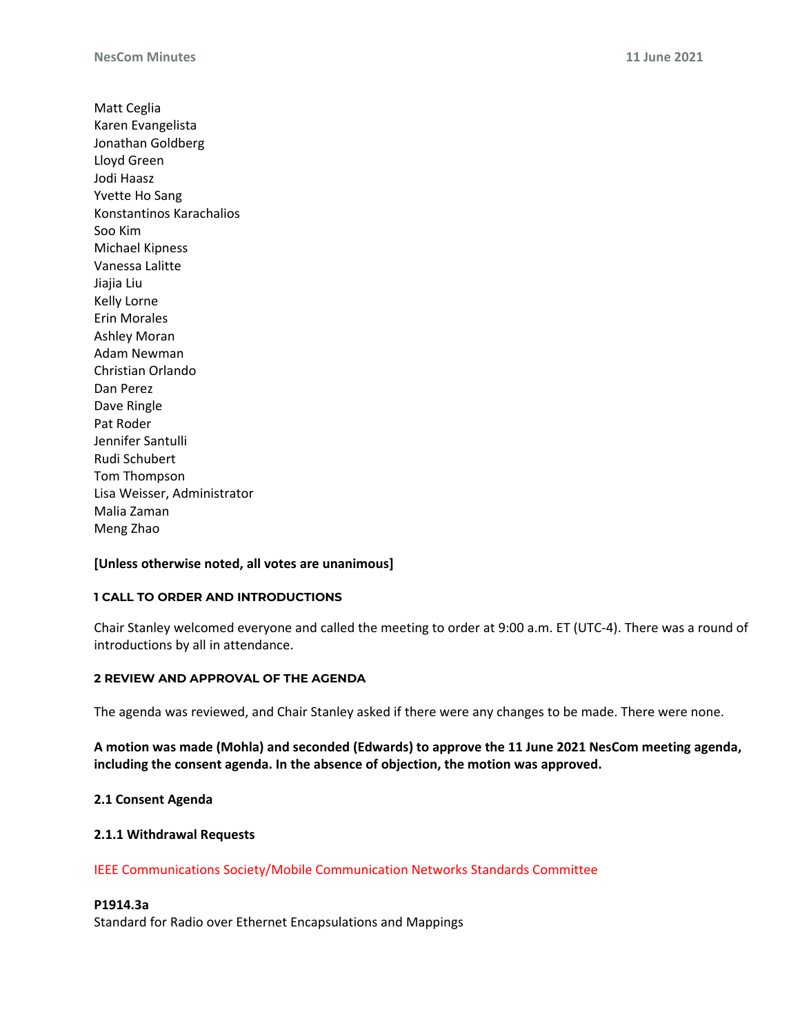Matt Ceglia
Karen Evangelista
Jonathan Goldberg
Lloyd Green
Jodi Haasz
Yvette Ho Sang
Konstantinos Karachalios
Soo Kim
Michael Kipness
Vanessa Lalitte
Jiajia Liu
Kelly Lorne
Erin Morales
Ashley Moran
Adam Newman
Christian Orlando
Dan Perez
Dave Ringle
Pat Roder
Jennifer Santulli
Rudi Schubert
Tom Thompson
Lisa Weisser, Administrator
Malia Zaman
Meng Zhao

**[Unless otherwise noted, all votes are unanimous]**

## 1 CALL TO ORDER AND INTRODUCTIONS

Chair Stanley welcomed everyone and called the meeting to order at 9:00 a.m. ET (UTC-4). There was a round of introductions by all in attendance.

## 2 REVIEW AND APPROVAL OF THE AGENDA

The agenda was reviewed, and Chair Stanley asked if there were any changes to be made. There were none.

**A motion was made (Mohla) and seconded (Edwards) to approve the 11 June 2021 NesCom meeting agenda, including the consent agenda. In the absence of objection, the motion was approved.**

### 2.1 Consent Agenda

#### 2.1.1 Withdrawal Requests

IEEE Communications Society/Mobile Communication Networks Standards Committee

**P1914.3a**
Standard for Radio over Ethernet Encapsulations and Mappings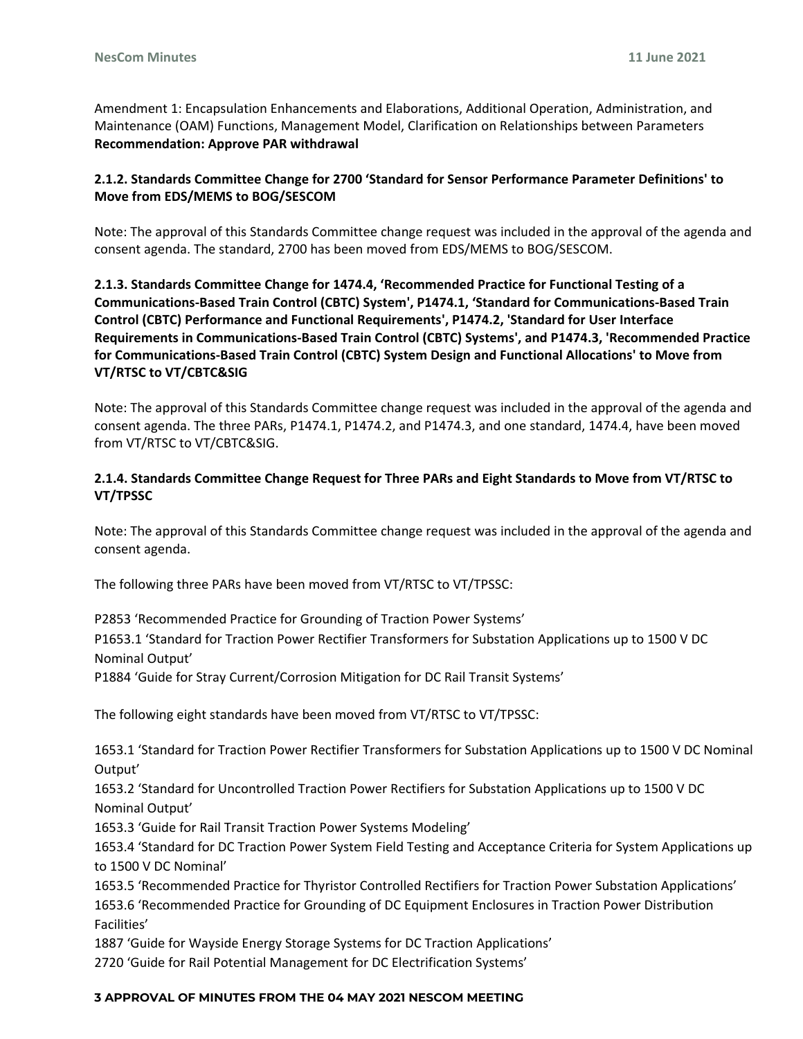Amendment 1: Encapsulation Enhancements and Elaborations, Additional Operation, Administration, and Maintenance (OAM) Functions, Management Model, Clarification on Relationships between Parameters
**Recommendation: Approve PAR withdrawal**

### 2.1.2. Standards Committee Change for 2700 'Standard for Sensor Performance Parameter Definitions' to Move from EDS/MEMS to BOG/SESCOM

Note: The approval of this Standards Committee change request was included in the approval of the agenda and consent agenda. The standard, 2700 has been moved from EDS/MEMS to BOG/SESCOM.

### 2.1.3. Standards Committee Change for 1474.4, 'Recommended Practice for Functional Testing of a Communications-Based Train Control (CBTC) System', P1474.1, 'Standard for Communications-Based Train Control (CBTC) Performance and Functional Requirements', P1474.2, 'Standard for User Interface Requirements in Communications-Based Train Control (CBTC) Systems', and P1474.3, 'Recommended Practice for Communications-Based Train Control (CBTC) System Design and Functional Allocations' to Move from VT/RTSC to VT/CBTC&SIG

Note: The approval of this Standards Committee change request was included in the approval of the agenda and consent agenda. The three PARs, P1474.1, P1474.2, and P1474.3, and one standard, 1474.4, have been moved from VT/RTSC to VT/CBTC&SIG.

### 2.1.4. Standards Committee Change Request for Three PARs and Eight Standards to Move from VT/RTSC to VT/TPSSC

Note: The approval of this Standards Committee change request was included in the approval of the agenda and consent agenda.

The following three PARs have been moved from VT/RTSC to VT/TPSSC:

P2853 'Recommended Practice for Grounding of Traction Power Systems'
P1653.1 'Standard for Traction Power Rectifier Transformers for Substation Applications up to 1500 V DC Nominal Output'
P1884 'Guide for Stray Current/Corrosion Mitigation for DC Rail Transit Systems'

The following eight standards have been moved from VT/RTSC to VT/TPSSC:

1653.1 'Standard for Traction Power Rectifier Transformers for Substation Applications up to 1500 V DC Nominal Output'
1653.2 'Standard for Uncontrolled Traction Power Rectifiers for Substation Applications up to 1500 V DC Nominal Output'
1653.3 'Guide for Rail Transit Traction Power Systems Modeling'
1653.4 'Standard for DC Traction Power System Field Testing and Acceptance Criteria for System Applications up to 1500 V DC Nominal'
1653.5 'Recommended Practice for Thyristor Controlled Rectifiers for Traction Power Substation Applications'
1653.6 'Recommended Practice for Grounding of DC Equipment Enclosures in Traction Power Distribution Facilities'
1887 'Guide for Wayside Energy Storage Systems for DC Traction Applications'
2720 'Guide for Rail Potential Management for DC Electrification Systems'

## 3 APPROVAL OF MINUTES FROM THE 04 MAY 2021 NESCOM MEETING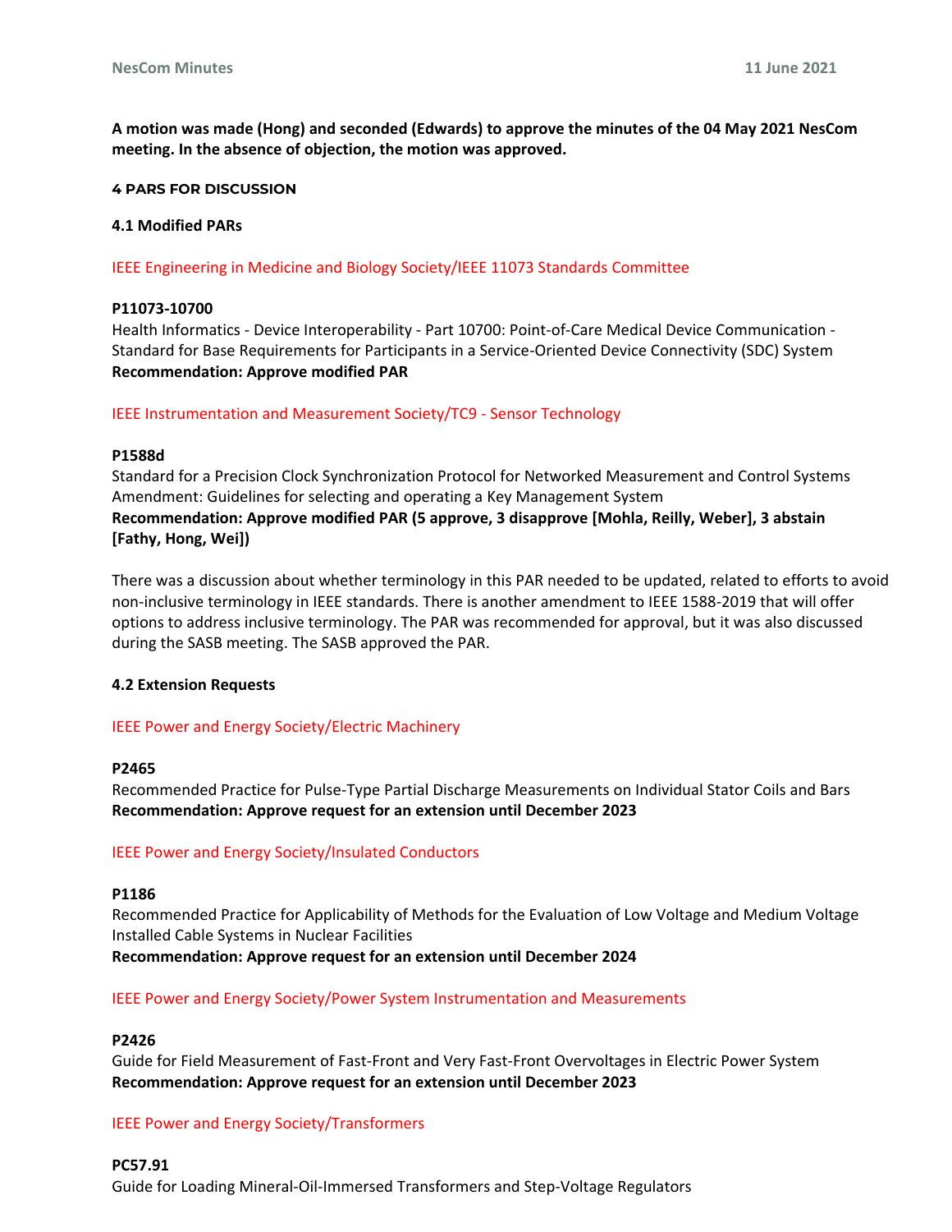**A motion was made (Hong) and seconded (Edwards) to approve the minutes of the 04 May 2021 NesCom meeting. In the absence of objection, the motion was approved.**

## 4 PARS FOR DISCUSSION

### 4.1 Modified PARs

IEEE Engineering in Medicine and Biology Society/IEEE 11073 Standards Committee

**P11073-10700**
Health Informatics - Device Interoperability - Part 10700: Point-of-Care Medical Device Communication - Standard for Base Requirements for Participants in a Service-Oriented Device Connectivity (SDC) System
**Recommendation: Approve modified PAR**

IEEE Instrumentation and Measurement Society/TC9 - Sensor Technology

**P1588d**
Standard for a Precision Clock Synchronization Protocol for Networked Measurement and Control Systems Amendment: Guidelines for selecting and operating a Key Management System
**Recommendation: Approve modified PAR (5 approve, 3 disapprove [Mohla, Reilly, Weber], 3 abstain [Fathy, Hong, Wei])**

There was a discussion about whether terminology in this PAR needed to be updated, related to efforts to avoid non-inclusive terminology in IEEE standards. There is another amendment to IEEE 1588-2019 that will offer options to address inclusive terminology. The PAR was recommended for approval, but it was also discussed during the SASB meeting. The SASB approved the PAR.

### 4.2 Extension Requests

IEEE Power and Energy Society/Electric Machinery

**P2465**
Recommended Practice for Pulse-Type Partial Discharge Measurements on Individual Stator Coils and Bars
**Recommendation: Approve request for an extension until December 2023**

IEEE Power and Energy Society/Insulated Conductors

**P1186**
Recommended Practice for Applicability of Methods for the Evaluation of Low Voltage and Medium Voltage Installed Cable Systems in Nuclear Facilities
**Recommendation: Approve request for an extension until December 2024**

IEEE Power and Energy Society/Power System Instrumentation and Measurements

**P2426**
Guide for Field Measurement of Fast-Front and Very Fast-Front Overvoltages in Electric Power System
**Recommendation: Approve request for an extension until December 2023**

IEEE Power and Energy Society/Transformers

**PC57.91**
Guide for Loading Mineral-Oil-Immersed Transformers and Step-Voltage Regulators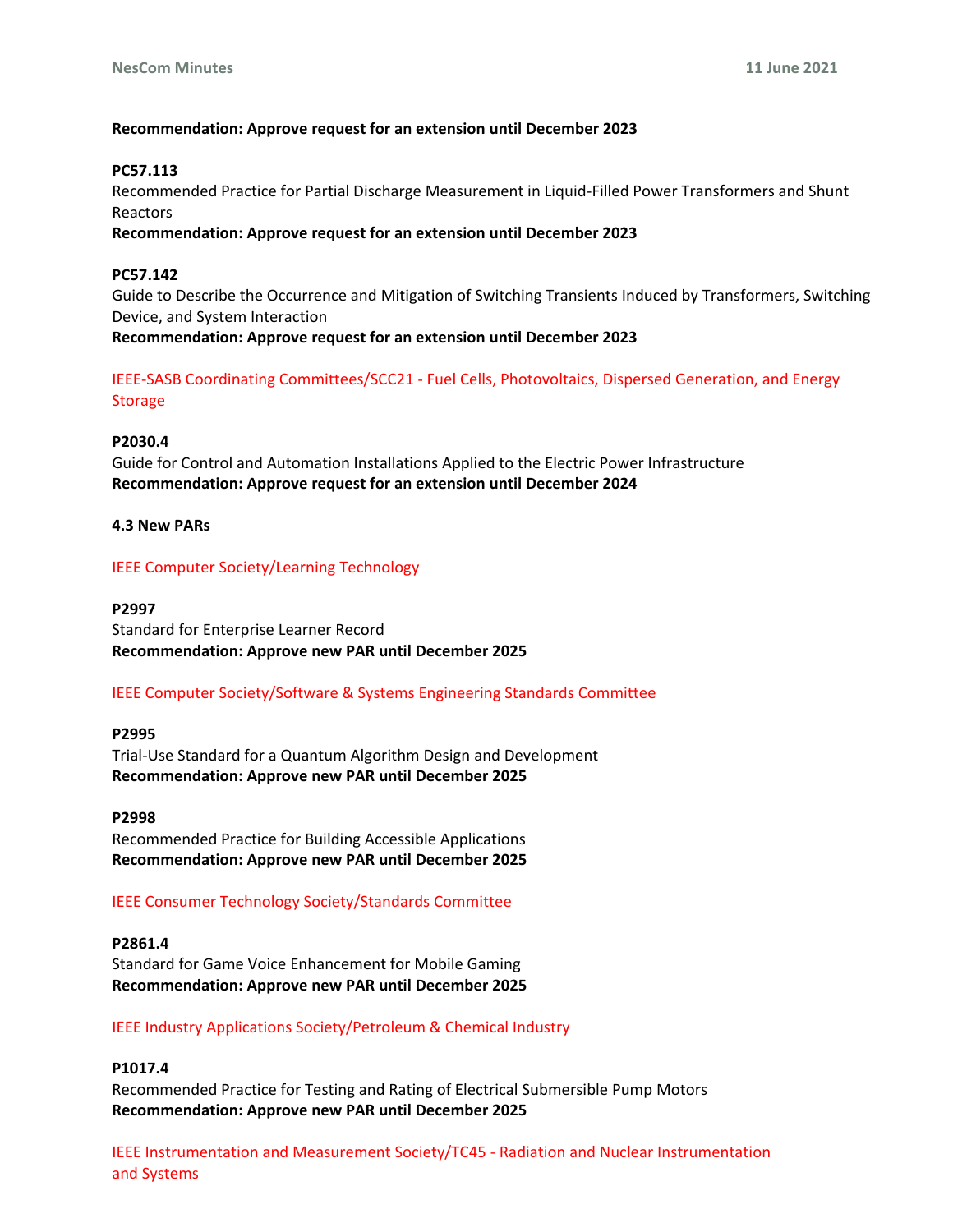**Recommendation: Approve request for an extension until December 2023**

**PC57.113**
Recommended Practice for Partial Discharge Measurement in Liquid-Filled Power Transformers and Shunt Reactors
**Recommendation: Approve request for an extension until December 2023**

**PC57.142**
Guide to Describe the Occurrence and Mitigation of Switching Transients Induced by Transformers, Switching Device, and System Interaction
**Recommendation: Approve request for an extension until December 2023**

IEEE-SASB Coordinating Committees/SCC21 - Fuel Cells, Photovoltaics, Dispersed Generation, and Energy Storage

**P2030.4**
Guide for Control and Automation Installations Applied to the Electric Power Infrastructure
**Recommendation: Approve request for an extension until December 2024**

**4.3 New PARs**

IEEE Computer Society/Learning Technology

**P2997**
Standard for Enterprise Learner Record
**Recommendation: Approve new PAR until December 2025**

IEEE Computer Society/Software & Systems Engineering Standards Committee

**P2995**
Trial-Use Standard for a Quantum Algorithm Design and Development
**Recommendation: Approve new PAR until December 2025**

**P2998**
Recommended Practice for Building Accessible Applications
**Recommendation: Approve new PAR until December 2025**

IEEE Consumer Technology Society/Standards Committee

**P2861.4**
Standard for Game Voice Enhancement for Mobile Gaming
**Recommendation: Approve new PAR until December 2025**

IEEE Industry Applications Society/Petroleum & Chemical Industry

**P1017.4**
Recommended Practice for Testing and Rating of Electrical Submersible Pump Motors
**Recommendation: Approve new PAR until December 2025**

IEEE Instrumentation and Measurement Society/TC45 - Radiation and Nuclear Instrumentation and Systems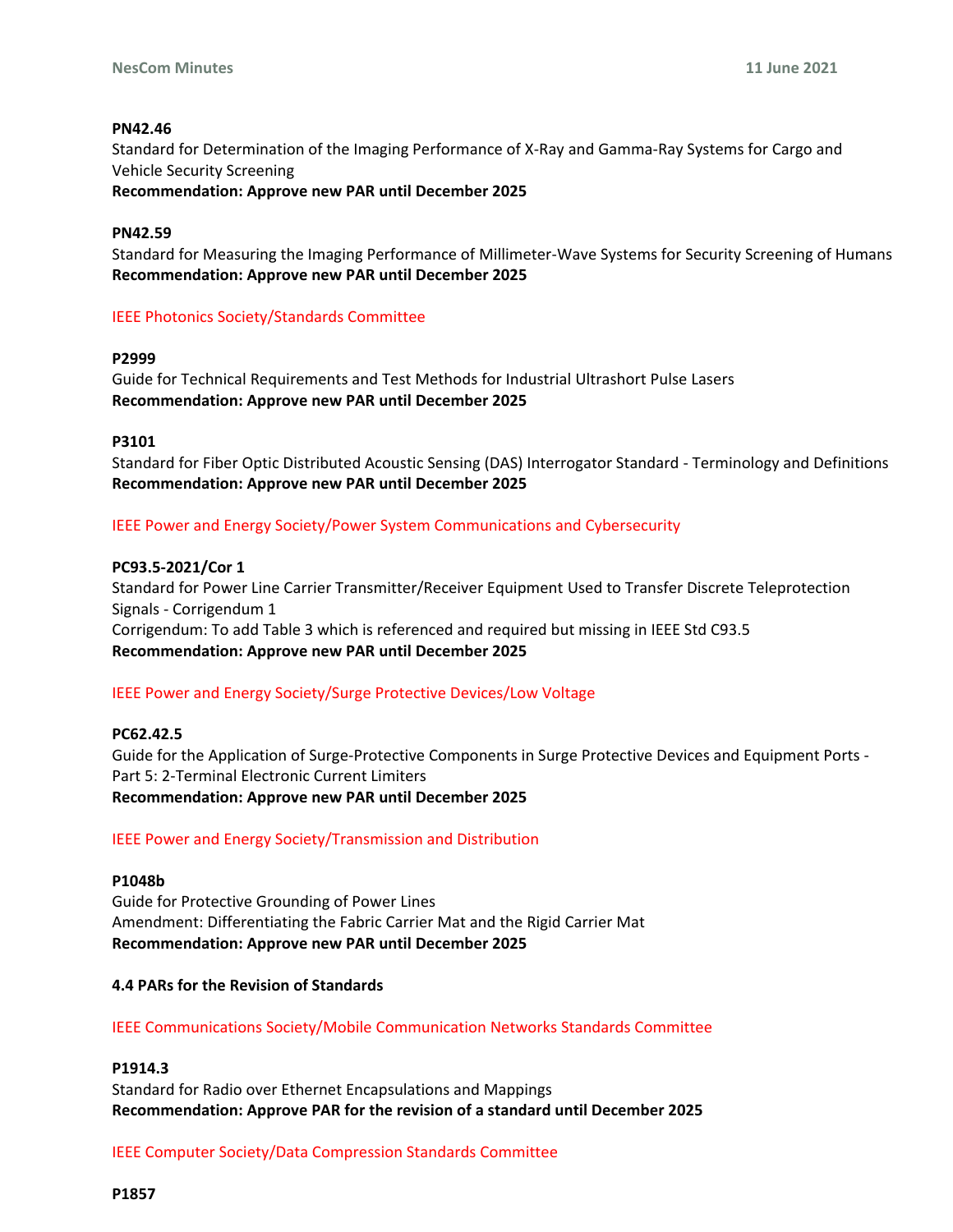**PN42.46**
Standard for Determination of the Imaging Performance of X-Ray and Gamma-Ray Systems for Cargo and Vehicle Security Screening
**Recommendation: Approve new PAR until December 2025**

**PN42.59**
Standard for Measuring the Imaging Performance of Millimeter-Wave Systems for Security Screening of Humans
**Recommendation: Approve new PAR until December 2025**

IEEE Photonics Society/Standards Committee

**P2999**
Guide for Technical Requirements and Test Methods for Industrial Ultrashort Pulse Lasers
**Recommendation: Approve new PAR until December 2025**

**P3101**
Standard for Fiber Optic Distributed Acoustic Sensing (DAS) Interrogator Standard - Terminology and Definitions
**Recommendation: Approve new PAR until December 2025**

IEEE Power and Energy Society/Power System Communications and Cybersecurity

**PC93.5-2021/Cor 1**
Standard for Power Line Carrier Transmitter/Receiver Equipment Used to Transfer Discrete Teleprotection Signals - Corrigendum 1
Corrigendum: To add Table 3 which is referenced and required but missing in IEEE Std C93.5
**Recommendation: Approve new PAR until December 2025**

IEEE Power and Energy Society/Surge Protective Devices/Low Voltage

**PC62.42.5**
Guide for the Application of Surge-Protective Components in Surge Protective Devices and Equipment Ports - Part 5: 2-Terminal Electronic Current Limiters
**Recommendation: Approve new PAR until December 2025**

IEEE Power and Energy Society/Transmission and Distribution

**P1048b**
Guide for Protective Grounding of Power Lines
Amendment: Differentiating the Fabric Carrier Mat and the Rigid Carrier Mat
**Recommendation: Approve new PAR until December 2025**

### 4.4 PARs for the Revision of Standards

IEEE Communications Society/Mobile Communication Networks Standards Committee

**P1914.3**
Standard for Radio over Ethernet Encapsulations and Mappings
**Recommendation: Approve PAR for the revision of a standard until December 2025**

IEEE Computer Society/Data Compression Standards Committee

**P1857**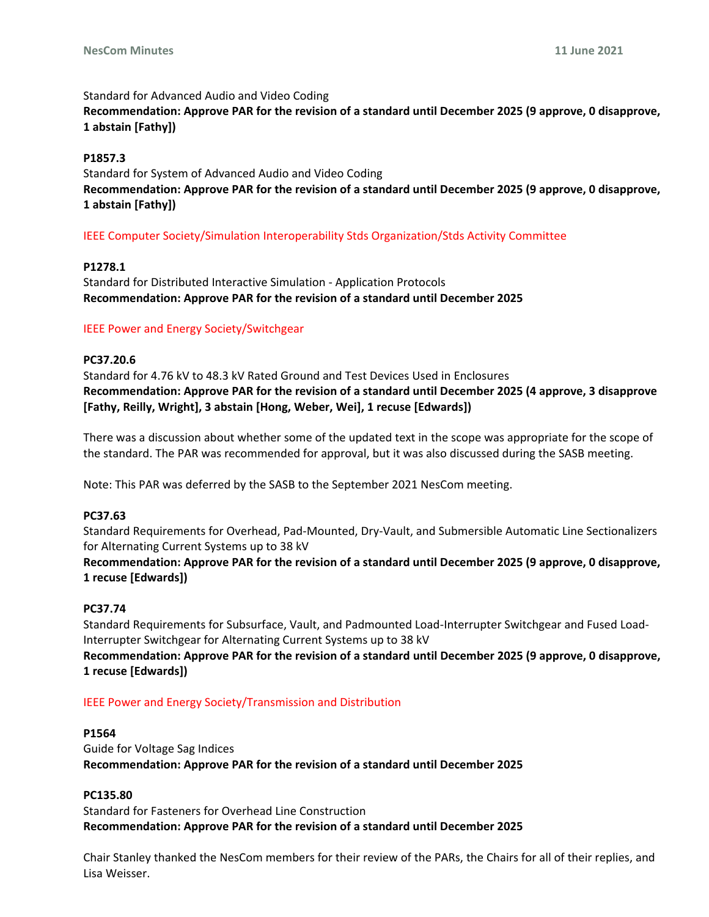Standard for Advanced Audio and Video Coding

**Recommendation: Approve PAR for the revision of a standard until December 2025 (9 approve, 0 disapprove, 1 abstain [Fathy])**

**P1857.3**

Standard for System of Advanced Audio and Video Coding

**Recommendation: Approve PAR for the revision of a standard until December 2025 (9 approve, 0 disapprove, 1 abstain [Fathy])**

IEEE Computer Society/Simulation Interoperability Stds Organization/Stds Activity Committee

**P1278.1**

Standard for Distributed Interactive Simulation - Application Protocols

**Recommendation: Approve PAR for the revision of a standard until December 2025**

IEEE Power and Energy Society/Switchgear

**PC37.20.6**

Standard for 4.76 kV to 48.3 kV Rated Ground and Test Devices Used in Enclosures

**Recommendation: Approve PAR for the revision of a standard until December 2025 (4 approve, 3 disapprove [Fathy, Reilly, Wright], 3 abstain [Hong, Weber, Wei], 1 recuse [Edwards])**

There was a discussion about whether some of the updated text in the scope was appropriate for the scope of the standard. The PAR was recommended for approval, but it was also discussed during the SASB meeting.

Note: This PAR was deferred by the SASB to the September 2021 NesCom meeting.

**PC37.63**

Standard Requirements for Overhead, Pad-Mounted, Dry-Vault, and Submersible Automatic Line Sectionalizers for Alternating Current Systems up to 38 kV

**Recommendation: Approve PAR for the revision of a standard until December 2025 (9 approve, 0 disapprove, 1 recuse [Edwards])**

**PC37.74**

Standard Requirements for Subsurface, Vault, and Padmounted Load-Interrupter Switchgear and Fused Load-Interrupter Switchgear for Alternating Current Systems up to 38 kV

**Recommendation: Approve PAR for the revision of a standard until December 2025 (9 approve, 0 disapprove, 1 recuse [Edwards])**

IEEE Power and Energy Society/Transmission and Distribution

**P1564**

Guide for Voltage Sag Indices

**Recommendation: Approve PAR for the revision of a standard until December 2025**

**PC135.80**

Standard for Fasteners for Overhead Line Construction

**Recommendation: Approve PAR for the revision of a standard until December 2025**

Chair Stanley thanked the NesCom members for their review of the PARs, the Chairs for all of their replies, and Lisa Weisser.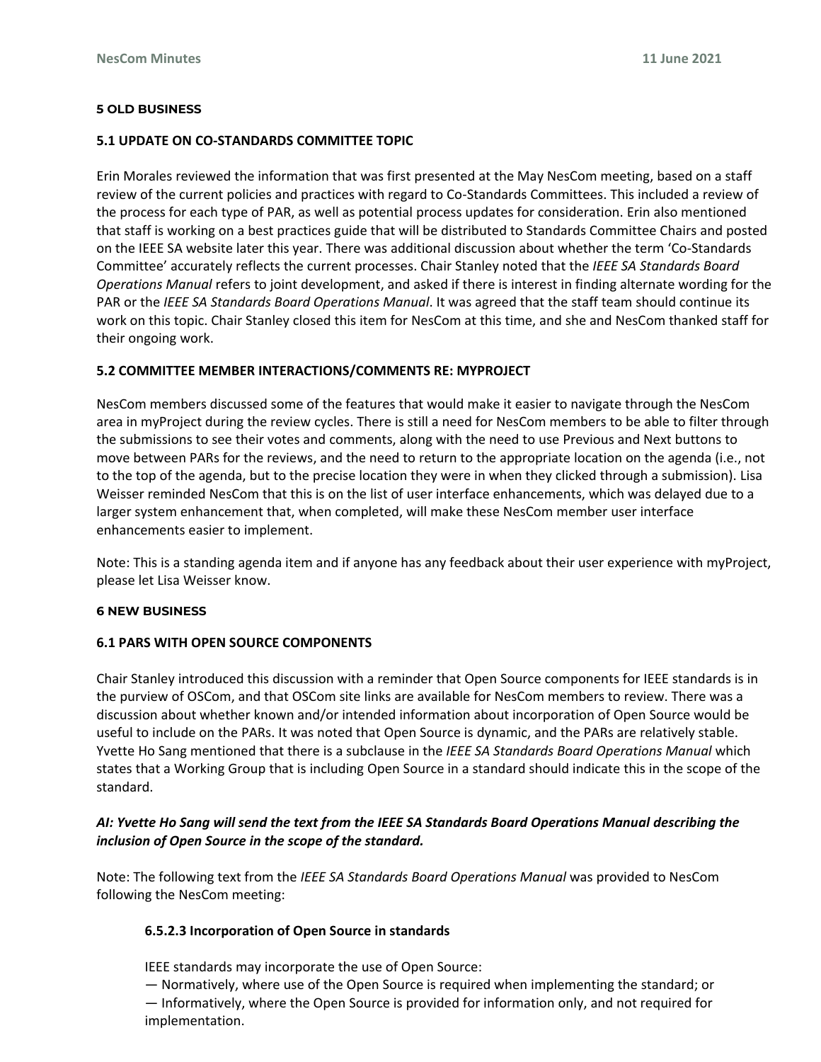## 5 OLD BUSINESS

### 5.1 UPDATE ON CO-STANDARDS COMMITTEE TOPIC

Erin Morales reviewed the information that was first presented at the May NesCom meeting, based on a staff review of the current policies and practices with regard to Co-Standards Committees. This included a review of the process for each type of PAR, as well as potential process updates for consideration. Erin also mentioned that staff is working on a best practices guide that will be distributed to Standards Committee Chairs and posted on the IEEE SA website later this year. There was additional discussion about whether the term 'Co-Standards Committee' accurately reflects the current processes. Chair Stanley noted that the *IEEE SA Standards Board Operations Manual* refers to joint development, and asked if there is interest in finding alternate wording for the PAR or the *IEEE SA Standards Board Operations Manual*. It was agreed that the staff team should continue its work on this topic. Chair Stanley closed this item for NesCom at this time, and she and NesCom thanked staff for their ongoing work.

### 5.2 COMMITTEE MEMBER INTERACTIONS/COMMENTS RE: MYPROJECT

NesCom members discussed some of the features that would make it easier to navigate through the NesCom area in myProject during the review cycles. There is still a need for NesCom members to be able to filter through the submissions to see their votes and comments, along with the need to use Previous and Next buttons to move between PARs for the reviews, and the need to return to the appropriate location on the agenda (i.e., not to the top of the agenda, but to the precise location they were in when they clicked through a submission). Lisa Weisser reminded NesCom that this is on the list of user interface enhancements, which was delayed due to a larger system enhancement that, when completed, will make these NesCom member user interface enhancements easier to implement.

Note: This is a standing agenda item and if anyone has any feedback about their user experience with myProject, please let Lisa Weisser know.

## 6 NEW BUSINESS

### 6.1 PARS WITH OPEN SOURCE COMPONENTS

Chair Stanley introduced this discussion with a reminder that Open Source components for IEEE standards is in the purview of OSCom, and that OSCom site links are available for NesCom members to review. There was a discussion about whether known and/or intended information about incorporation of Open Source would be useful to include on the PARs. It was noted that Open Source is dynamic, and the PARs are relatively stable. Yvette Ho Sang mentioned that there is a subclause in the *IEEE SA Standards Board Operations Manual* which states that a Working Group that is including Open Source in a standard should indicate this in the scope of the standard.

***AI: Yvette Ho Sang will send the text from the IEEE SA Standards Board Operations Manual describing the inclusion of Open Source in the scope of the standard.***

Note: The following text from the *IEEE SA Standards Board Operations Manual* was provided to NesCom following the NesCom meeting:

> **6.5.2.3 Incorporation of Open Source in standards**
>
> IEEE standards may incorporate the use of Open Source:
>
> — Normatively, where use of the Open Source is required when implementing the standard; or
>
> — Informatively, where the Open Source is provided for information only, and not required for implementation.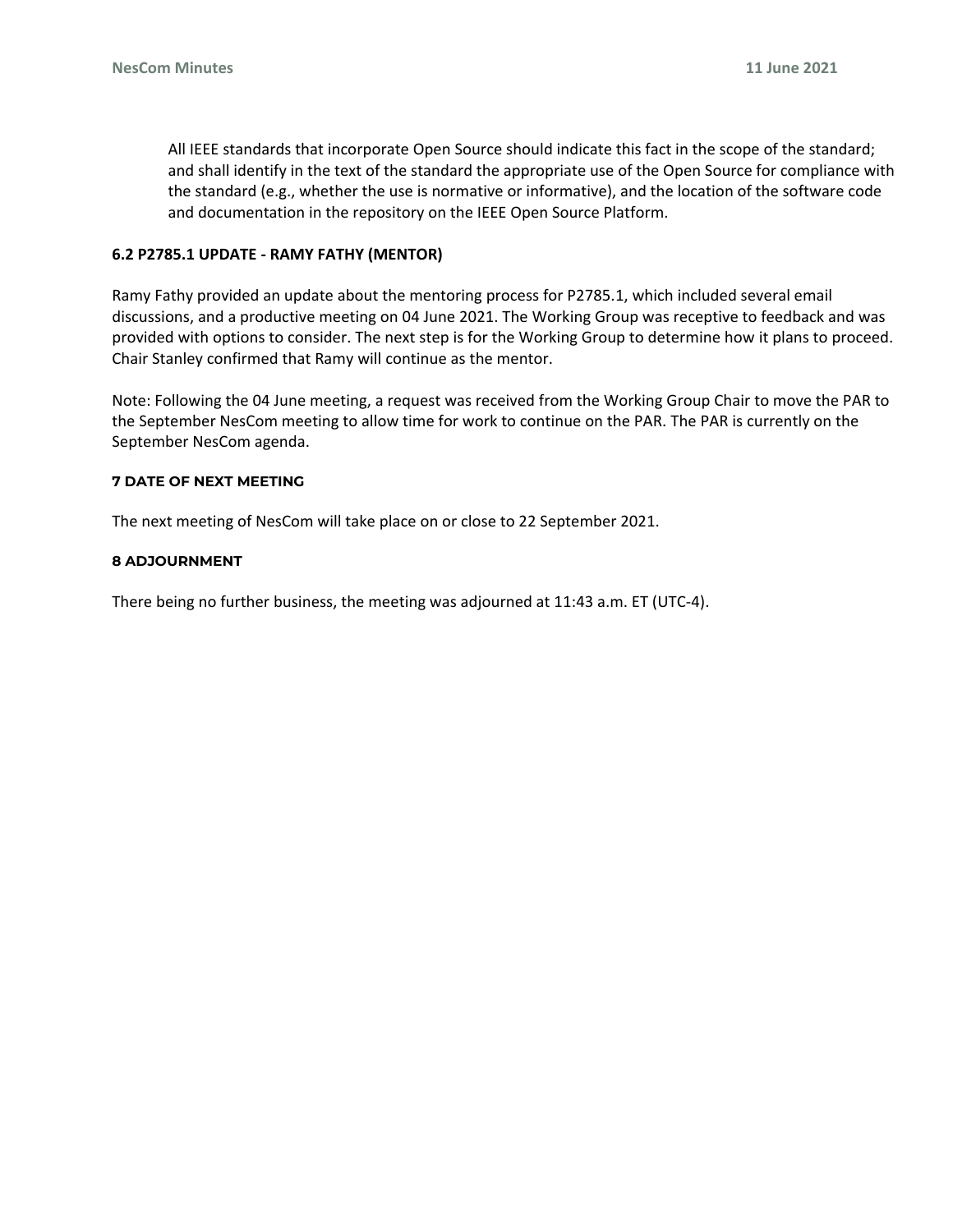> All IEEE standards that incorporate Open Source should indicate this fact in the scope of the standard; and shall identify in the text of the standard the appropriate use of the Open Source for compliance with the standard (e.g., whether the use is normative or informative), and the location of the software code and documentation in the repository on the IEEE Open Source Platform.

### 6.2 P2785.1 UPDATE - RAMY FATHY (MENTOR)

Ramy Fathy provided an update about the mentoring process for P2785.1, which included several email discussions, and a productive meeting on 04 June 2021. The Working Group was receptive to feedback and was provided with options to consider. The next step is for the Working Group to determine how it plans to proceed. Chair Stanley confirmed that Ramy will continue as the mentor.

Note: Following the 04 June meeting, a request was received from the Working Group Chair to move the PAR to the September NesCom meeting to allow time for work to continue on the PAR. The PAR is currently on the September NesCom agenda.

## 7 DATE OF NEXT MEETING

The next meeting of NesCom will take place on or close to 22 September 2021.

## 8 ADJOURNMENT

There being no further business, the meeting was adjourned at 11:43 a.m. ET (UTC-4).